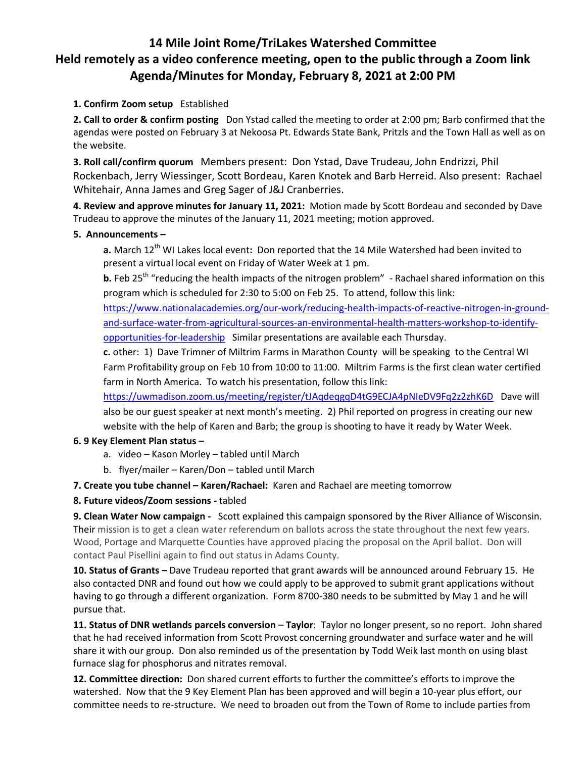# 14 Mile Joint Rome/TriLakes Watershed Committee
# Held remotely as a video conference meeting, open to the public through a Zoom link
# Agenda/Minutes for Monday, February 8, 2021 at 2:00 PM

**1. Confirm Zoom setup** Established

**2. Call to order & confirm posting** Don Ystad called the meeting to order at 2:00 pm; Barb confirmed that the agendas were posted on February 3 at Nekoosa Pt. Edwards State Bank, Pritzls and the Town Hall as well as on the website.

**3. Roll call/confirm quorum** Members present: Don Ystad, Dave Trudeau, John Endrizzi, Phil Rockenbach, Jerry Wiessinger, Scott Bordeau, Karen Knotek and Barb Herreid. Also present: Rachael Whitehair, Anna James and Greg Sager of J&J Cranberries.

**4. Review and approve minutes for January 11, 2021:** Motion made by Scott Bordeau and seconded by Dave Trudeau to approve the minutes of the January 11, 2021 meeting; motion approved.

**5. Announcements –**

**a.** March 12th WI Lakes local event**:** Don reported that the 14 Mile Watershed had been invited to present a virtual local event on Friday of Water Week at 1 pm.

**b.** Feb 25th "reducing the health impacts of the nitrogen problem" - Rachael shared information on this program which is scheduled for 2:30 to 5:00 on Feb 25. To attend, follow this link: https://www.nationalacademies.org/our-work/reducing-health-impacts-of-reactive-nitrogen-in-ground-and-surface-water-from-agricultural-sources-an-environmental-health-matters-workshop-to-identify-opportunities-for-leadership Similar presentations are available each Thursday.

**c.** other: 1) Dave Trimner of Miltrim Farms in Marathon County will be speaking to the Central WI Farm Profitability group on Feb 10 from 10:00 to 11:00. Miltrim Farms is the first clean water certified farm in North America. To watch his presentation, follow this link: https://uwmadison.zoom.us/meeting/register/tJAqdeqgqD4tG9ECJA4pNIeDV9Fq2z2zhK6D Dave will also be our guest speaker at next month's meeting. 2) Phil reported on progress in creating our new website with the help of Karen and Barb; the group is shooting to have it ready by Water Week.

**6. 9 Key Element Plan status –**

a. video – Kason Morley – tabled until March
b. flyer/mailer – Karen/Don – tabled until March

**7. Create you tube channel – Karen/Rachael:** Karen and Rachael are meeting tomorrow

**8. Future videos/Zoom sessions -** tabled

**9. Clean Water Now campaign -** Scott explained this campaign sponsored by the River Alliance of Wisconsin. Their mission is to get a clean water referendum on ballots across the state throughout the next few years. Wood, Portage and Marquette Counties have approved placing the proposal on the April ballot. Don will contact Paul Pisellini again to find out status in Adams County.

**10. Status of Grants –** Dave Trudeau reported that grant awards will be announced around February 15. He also contacted DNR and found out how we could apply to be approved to submit grant applications without having to go through a different organization. Form 8700-380 needs to be submitted by May 1 and he will pursue that.

**11. Status of DNR wetlands parcels conversion** – **Taylor**: Taylor no longer present, so no report. John shared that he had received information from Scott Provost concerning groundwater and surface water and he will share it with our group. Don also reminded us of the presentation by Todd Weik last month on using blast furnace slag for phosphorus and nitrates removal.

**12. Committee direction:** Don shared current efforts to further the committee's efforts to improve the watershed. Now that the 9 Key Element Plan has been approved and will begin a 10-year plus effort, our committee needs to re-structure. We need to broaden out from the Town of Rome to include parties from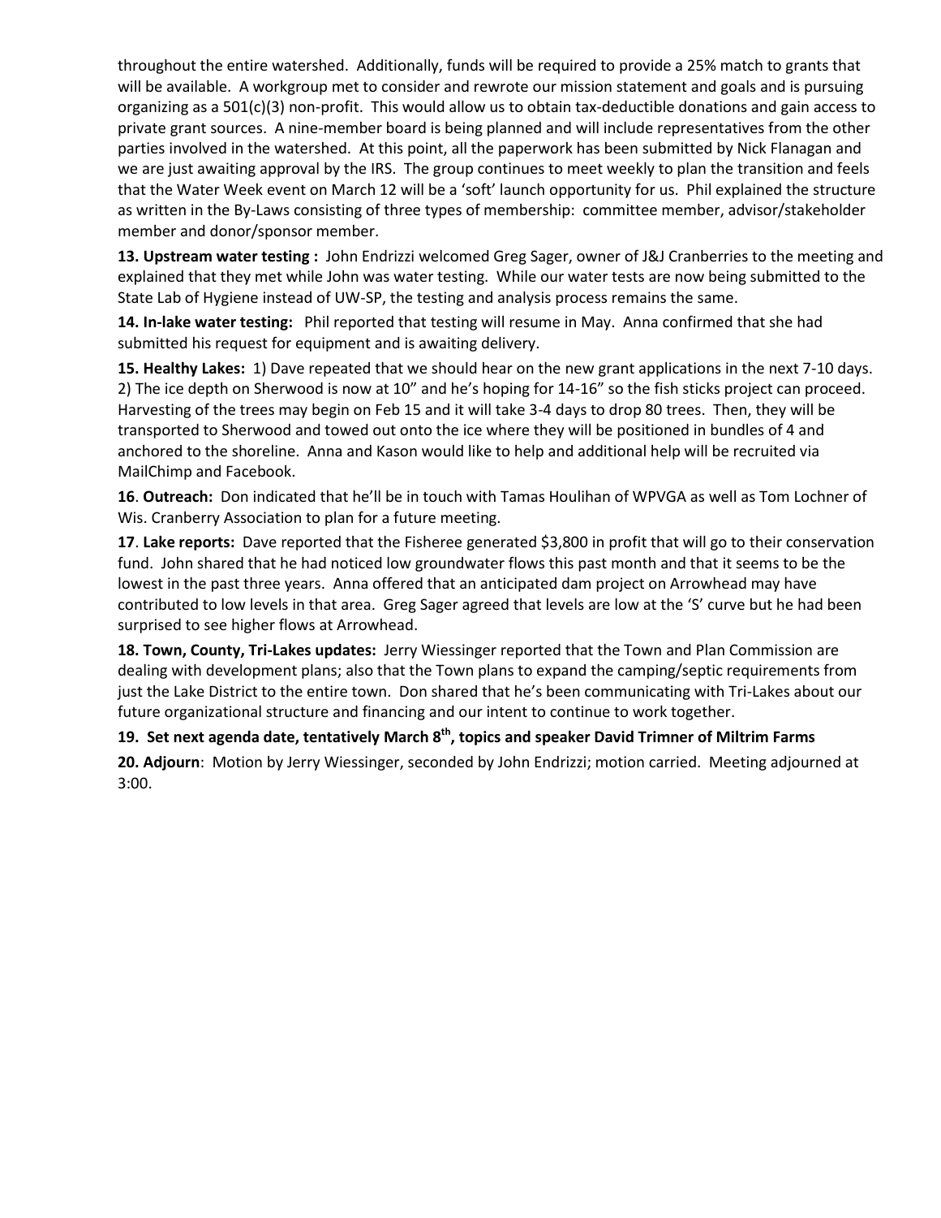throughout the entire watershed. Additionally, funds will be required to provide a 25% match to grants that will be available. A workgroup met to consider and rewrote our mission statement and goals and is pursuing organizing as a 501(c)(3) non-profit. This would allow us to obtain tax-deductible donations and gain access to private grant sources. A nine-member board is being planned and will include representatives from the other parties involved in the watershed. At this point, all the paperwork has been submitted by Nick Flanagan and we are just awaiting approval by the IRS. The group continues to meet weekly to plan the transition and feels that the Water Week event on March 12 will be a 'soft' launch opportunity for us. Phil explained the structure as written in the By-Laws consisting of three types of membership: committee member, advisor/stakeholder member and donor/sponsor member.

**13. Upstream water testing :** John Endrizzi welcomed Greg Sager, owner of J&J Cranberries to the meeting and explained that they met while John was water testing. While our water tests are now being submitted to the State Lab of Hygiene instead of UW-SP, the testing and analysis process remains the same.

**14. In-lake water testing:** Phil reported that testing will resume in May. Anna confirmed that she had submitted his request for equipment and is awaiting delivery.

**15. Healthy Lakes:** 1) Dave repeated that we should hear on the new grant applications in the next 7-10 days. 2) The ice depth on Sherwood is now at 10" and he's hoping for 14-16" so the fish sticks project can proceed. Harvesting of the trees may begin on Feb 15 and it will take 3-4 days to drop 80 trees. Then, they will be transported to Sherwood and towed out onto the ice where they will be positioned in bundles of 4 and anchored to the shoreline. Anna and Kason would like to help and additional help will be recruited via MailChimp and Facebook.

**16**. **Outreach:** Don indicated that he'll be in touch with Tamas Houlihan of WPVGA as well as Tom Lochner of Wis. Cranberry Association to plan for a future meeting.

**17**. **Lake reports:** Dave reported that the Fisheree generated $3,800 in profit that will go to their conservation fund. John shared that he had noticed low groundwater flows this past month and that it seems to be the lowest in the past three years. Anna offered that an anticipated dam project on Arrowhead may have contributed to low levels in that area. Greg Sager agreed that levels are low at the 'S' curve but he had been surprised to see higher flows at Arrowhead.

**18. Town, County, Tri-Lakes updates:** Jerry Wiessinger reported that the Town and Plan Commission are dealing with development plans; also that the Town plans to expand the camping/septic requirements from just the Lake District to the entire town. Don shared that he's been communicating with Tri-Lakes about our future organizational structure and financing and our intent to continue to work together.

**19. Set next agenda date, tentatively March 8th, topics and speaker David Trimner of Miltrim Farms**

**20. Adjourn**: Motion by Jerry Wiessinger, seconded by John Endrizzi; motion carried. Meeting adjourned at 3:00.